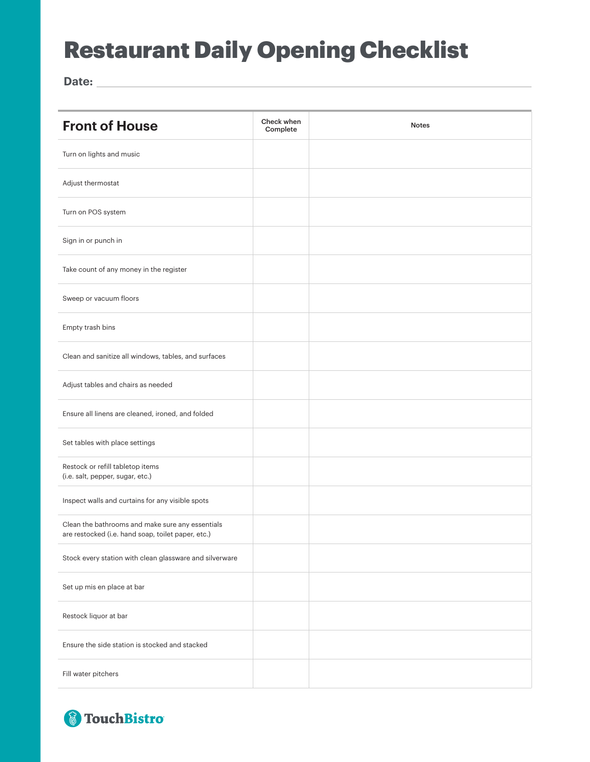# Restaurant Daily Opening Checklist

**Date:** ______________________________

| Front of House | Check when Complete | Notes |
| --- | --- | --- |
| Turn on lights and music | | |
| Adjust thermostat | | |
| Turn on POS system | | |
| Sign in or punch in | | |
| Take count of any money in the register | | |
| Sweep or vacuum floors | | |
| Empty trash bins | | |
| Clean and sanitize all windows, tables, and surfaces | | |
| Adjust tables and chairs as needed | | |
| Ensure all linens are cleaned, ironed, and folded | | |
| Set tables with place settings | | |
| Restock or refill tabletop items (i.e. salt, pepper, sugar, etc.) | | |
| Inspect walls and curtains for any visible spots | | |
| Clean the bathrooms and make sure any essentials are restocked (i.e. hand soap, toilet paper, etc.) | | |
| Stock every station with clean glassware and silverware | | |
| Set up mis en place at bar | | |
| Restock liquor at bar | | |
| Ensure the side station is stocked and stacked | | |
| Fill water pitchers | | |

TouchBistro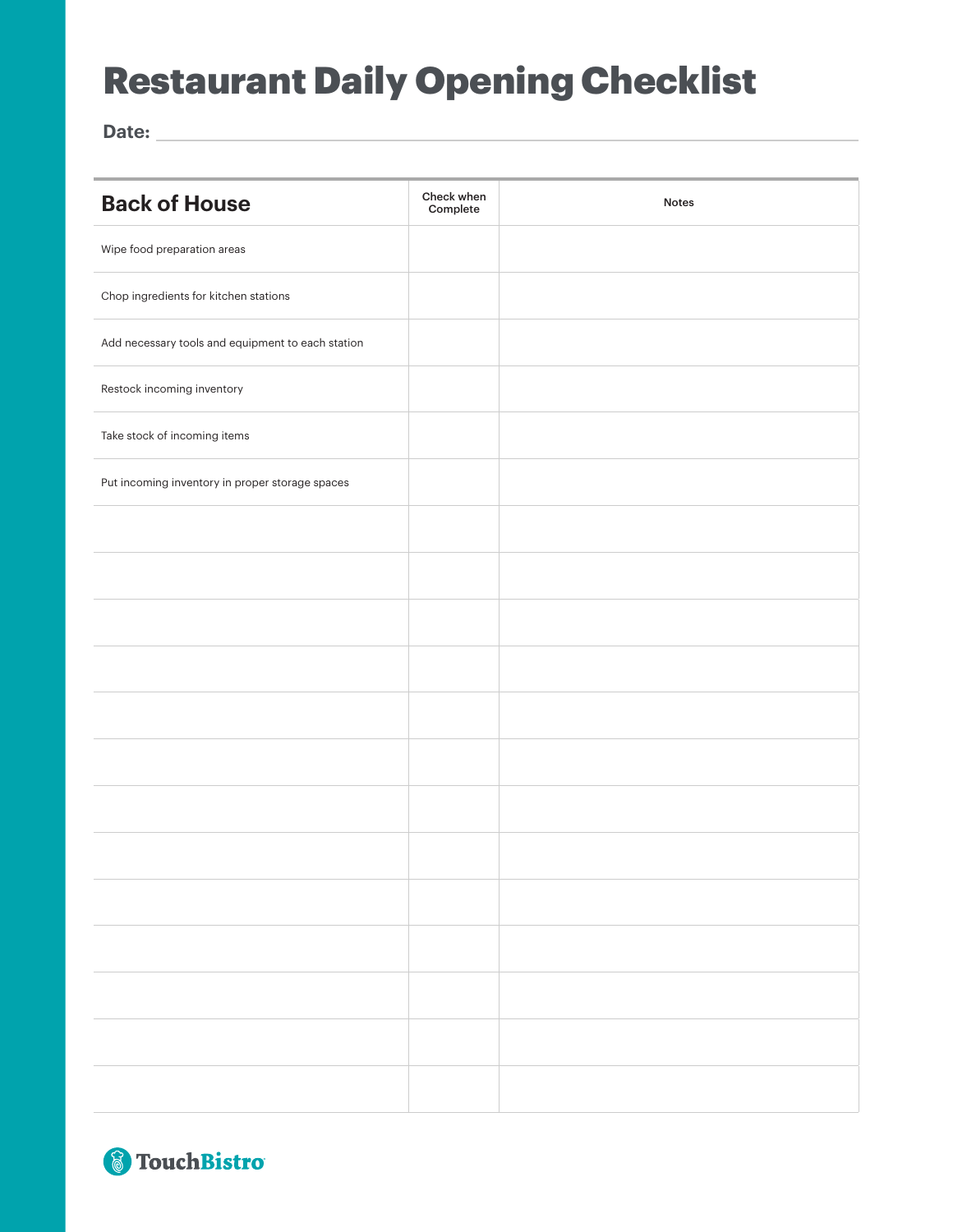# Restaurant Daily Opening Checklist

**Date:** ______________________________

| Back of House | Check when Complete | Notes |
|---|---|---|
| Wipe food preparation areas | | |
| Chop ingredients for kitchen stations | | |
| Add necessary tools and equipment to each station | | |
| Restock incoming inventory | | |
| Take stock of incoming items | | |
| Put incoming inventory in proper storage spaces | | |
| | | |
| | | |
| | | |
| | | |
| | | |
| | | |
| | | |
| | | |
| | | |
| | | |
| | | |
| | | |
| | | |

TouchBistro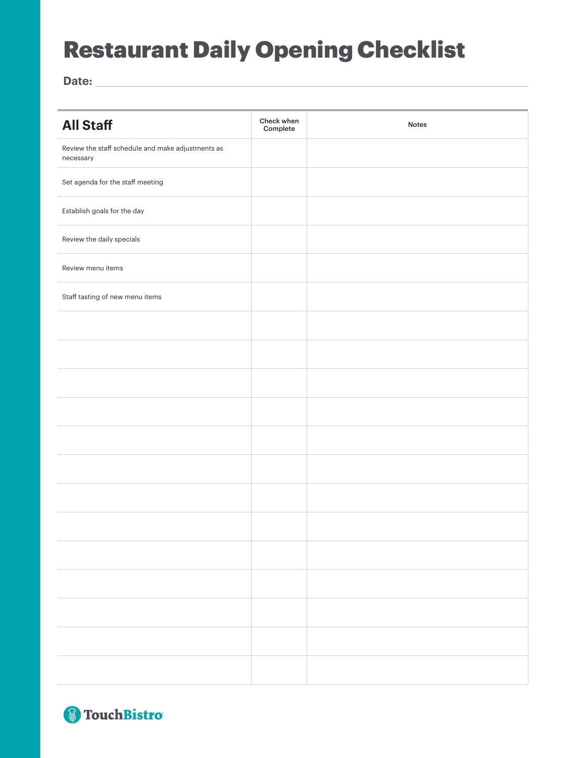# Restaurant Daily Opening Checklist

**Date:** ___________________________________________

| All Staff | Check when Complete | Notes |
|---|---|---|
| Review the staff schedule and make adjustments as necessary | | |
| Set agenda for the staff meeting | | |
| Establish goals for the day | | |
| Review the daily specials | | |
| Review menu items | | |
| Staff tasting of new menu items | | |
| | | |
| | | |
| | | |
| | | |
| | | |
| | | |
| | | |
| | | |
| | | |
| | | |
| | | |
| | | |
| | | |

TouchBistro